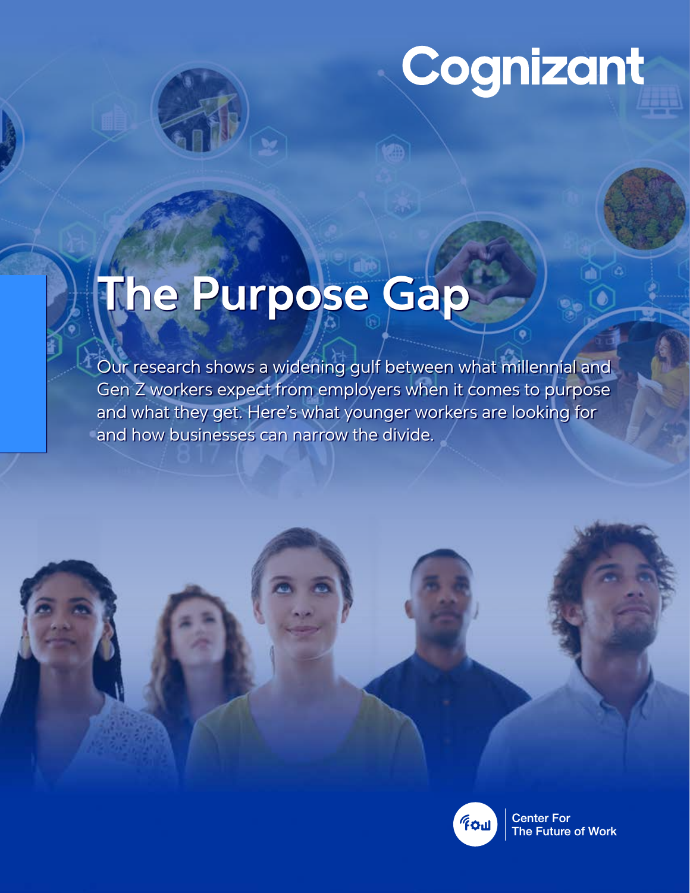Cognizant

# The Purpose Gap

Our research shows a widening gulf between what millennial and Gen Z workers expect from employers when it comes to purpose and what they get. Here's what younger workers are looking for and how businesses can narrow the divide.

Center For The Future of Work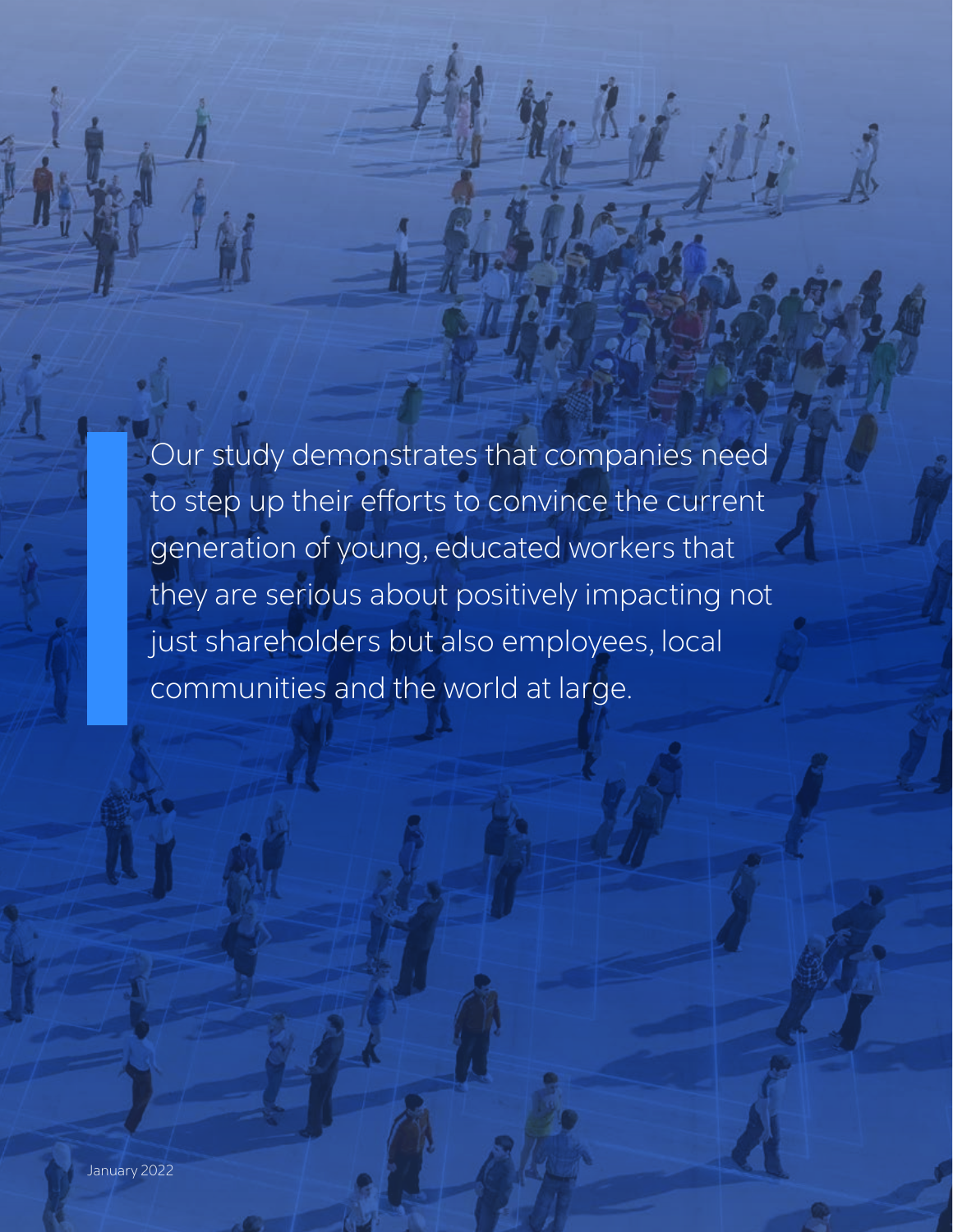> Our study demonstrates that companies need to step up their efforts to convince the current generation of young, educated workers that they are serious about positively impacting not just shareholders but also employees, local communities and the world at large.

January 2022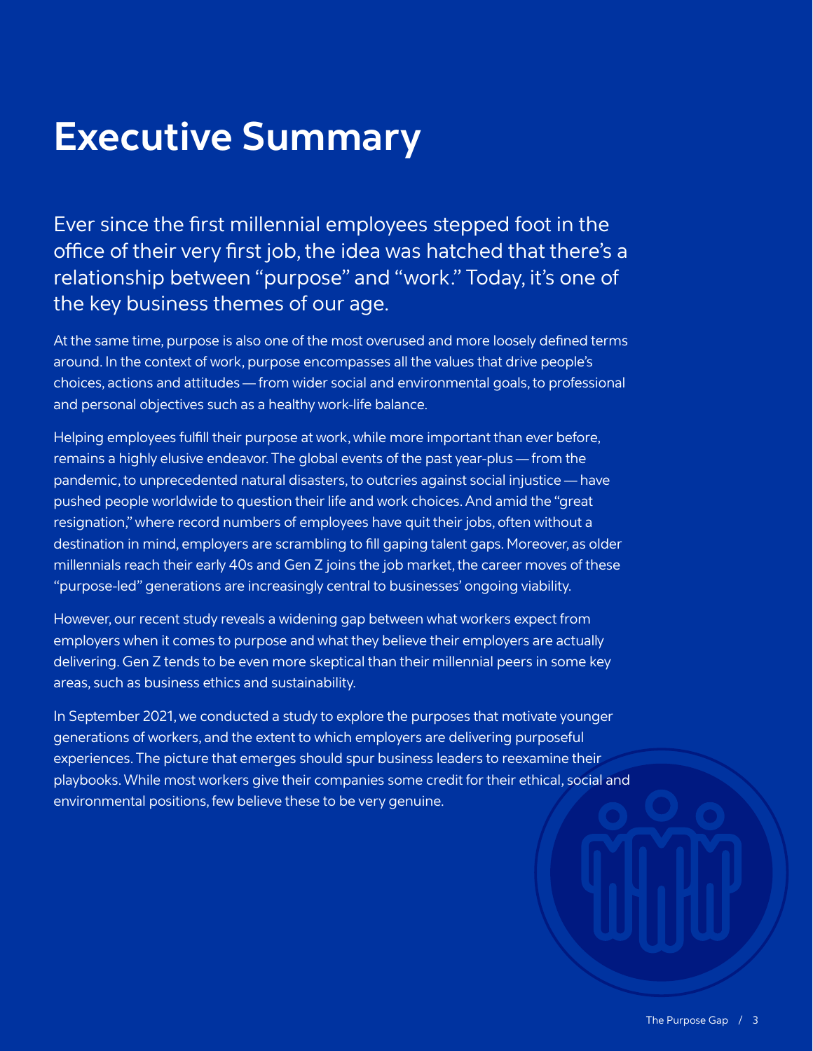# Executive Summary

Ever since the first millennial employees stepped foot in the office of their very first job, the idea was hatched that there's a relationship between "purpose" and "work." Today, it's one of the key business themes of our age.

At the same time, purpose is also one of the most overused and more loosely defined terms around. In the context of work, purpose encompasses all the values that drive people's choices, actions and attitudes — from wider social and environmental goals, to professional and personal objectives such as a healthy work-life balance.

Helping employees fulfill their purpose at work, while more important than ever before, remains a highly elusive endeavor. The global events of the past year-plus — from the pandemic, to unprecedented natural disasters, to outcries against social injustice — have pushed people worldwide to question their life and work choices. And amid the "great resignation," where record numbers of employees have quit their jobs, often without a destination in mind, employers are scrambling to fill gaping talent gaps. Moreover, as older millennials reach their early 40s and Gen Z joins the job market, the career moves of these "purpose-led" generations are increasingly central to businesses' ongoing viability.

However, our recent study reveals a widening gap between what workers expect from employers when it comes to purpose and what they believe their employers are actually delivering. Gen Z tends to be even more skeptical than their millennial peers in some key areas, such as business ethics and sustainability.

In September 2021, we conducted a study to explore the purposes that motivate younger generations of workers, and the extent to which employers are delivering purposeful experiences. The picture that emerges should spur business leaders to reexamine their playbooks. While most workers give their companies some credit for their ethical, social and environmental positions, few believe these to be very genuine.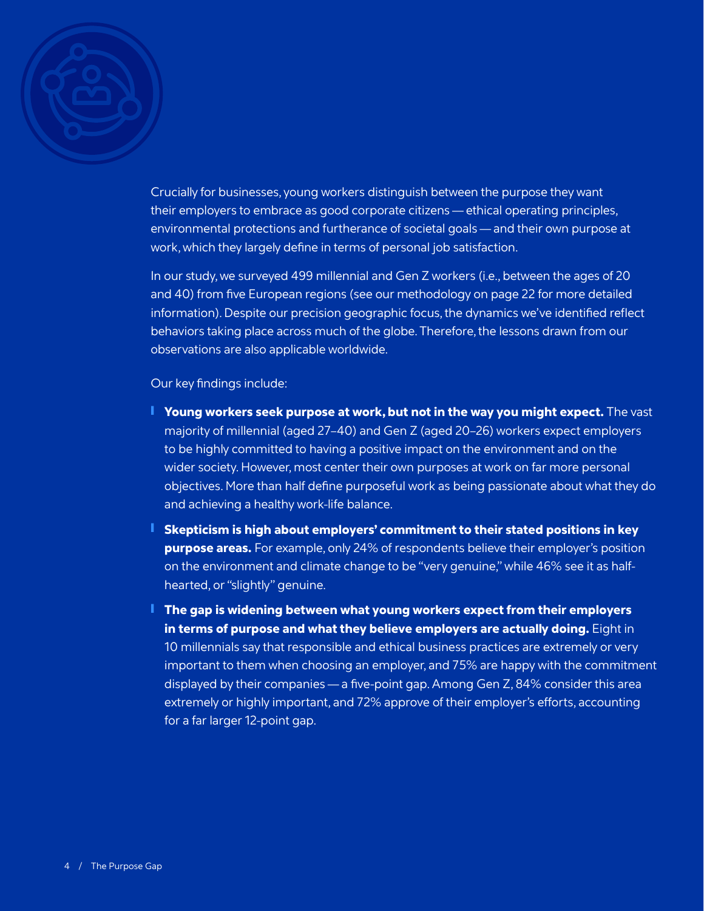Crucially for businesses, young workers distinguish between the purpose they want their employers to embrace as good corporate citizens — ethical operating principles, environmental protections and furtherance of societal goals — and their own purpose at work, which they largely define in terms of personal job satisfaction.

In our study, we surveyed 499 millennial and Gen Z workers (i.e., between the ages of 20 and 40) from five European regions (see our methodology on page 22 for more detailed information). Despite our precision geographic focus, the dynamics we've identified reflect behaviors taking place across much of the globe. Therefore, the lessons drawn from our observations are also applicable worldwide.

Our key findings include:

- **Young workers seek purpose at work, but not in the way you might expect.** The vast majority of millennial (aged 27–40) and Gen Z (aged 20–26) workers expect employers to be highly committed to having a positive impact on the environment and on the wider society. However, most center their own purposes at work on far more personal objectives. More than half define purposeful work as being passionate about what they do and achieving a healthy work-life balance.
- **Skepticism is high about employers' commitment to their stated positions in key purpose areas.** For example, only 24% of respondents believe their employer's position on the environment and climate change to be "very genuine," while 46% see it as half-hearted, or "slightly" genuine.
- **The gap is widening between what young workers expect from their employers in terms of purpose and what they believe employers are actually doing.** Eight in 10 millennials say that responsible and ethical business practices are extremely or very important to them when choosing an employer, and 75% are happy with the commitment displayed by their companies — a five-point gap. Among Gen Z, 84% consider this area extremely or highly important, and 72% approve of their employer's efforts, accounting for a far larger 12-point gap.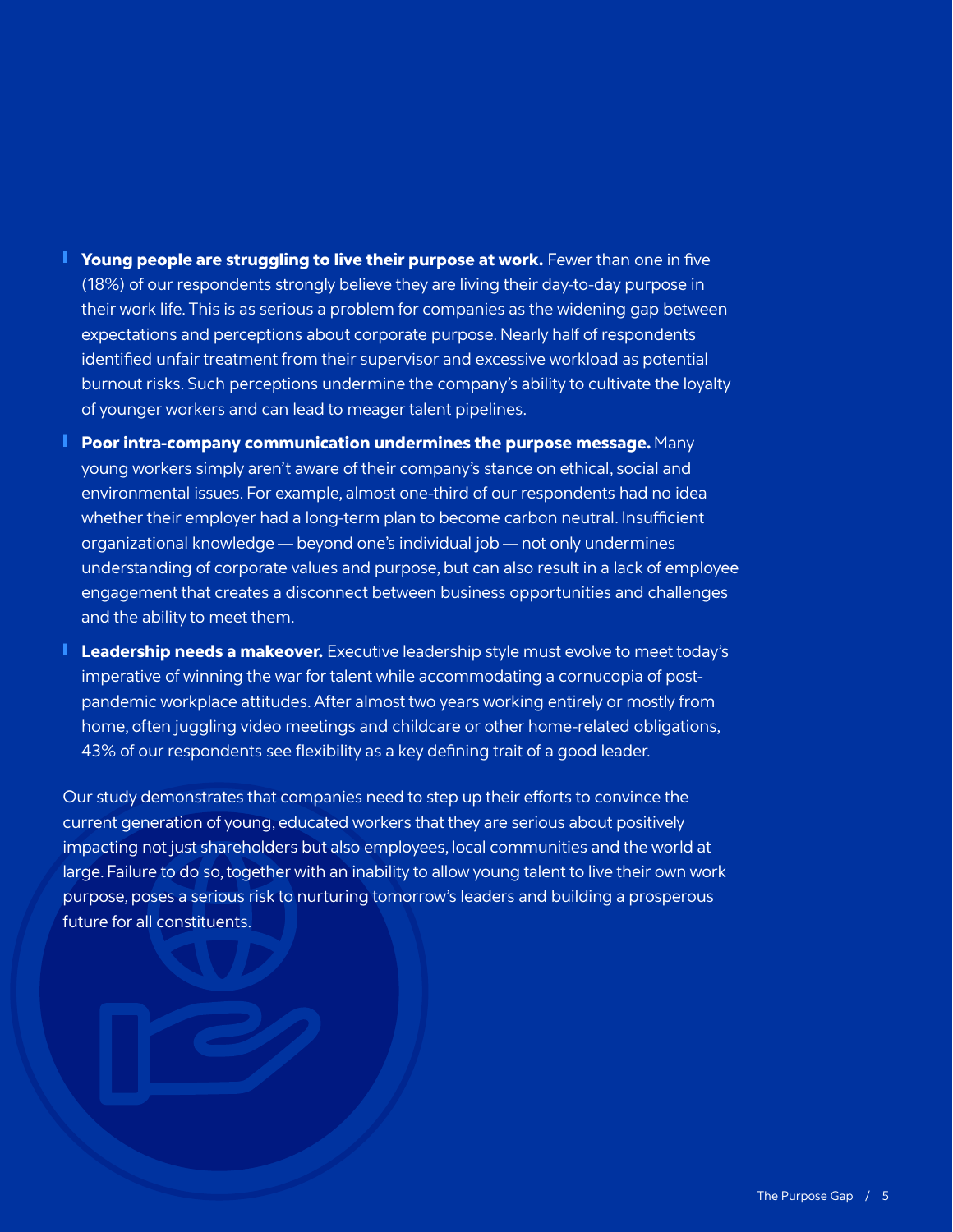- **Young people are struggling to live their purpose at work.** Fewer than one in five (18%) of our respondents strongly believe they are living their day-to-day purpose in their work life. This is as serious a problem for companies as the widening gap between expectations and perceptions about corporate purpose. Nearly half of respondents identified unfair treatment from their supervisor and excessive workload as potential burnout risks. Such perceptions undermine the company's ability to cultivate the loyalty of younger workers and can lead to meager talent pipelines.
- **Poor intra-company communication undermines the purpose message.** Many young workers simply aren't aware of their company's stance on ethical, social and environmental issues. For example, almost one-third of our respondents had no idea whether their employer had a long-term plan to become carbon neutral. Insufficient organizational knowledge — beyond one's individual job — not only undermines understanding of corporate values and purpose, but can also result in a lack of employee engagement that creates a disconnect between business opportunities and challenges and the ability to meet them.
- **Leadership needs a makeover.** Executive leadership style must evolve to meet today's imperative of winning the war for talent while accommodating a cornucopia of post-pandemic workplace attitudes. After almost two years working entirely or mostly from home, often juggling video meetings and childcare or other home-related obligations, 43% of our respondents see flexibility as a key defining trait of a good leader.

Our study demonstrates that companies need to step up their efforts to convince the current generation of young, educated workers that they are serious about positively impacting not just shareholders but also employees, local communities and the world at large. Failure to do so, together with an inability to allow young talent to live their own work purpose, poses a serious risk to nurturing tomorrow's leaders and building a prosperous future for all constituents.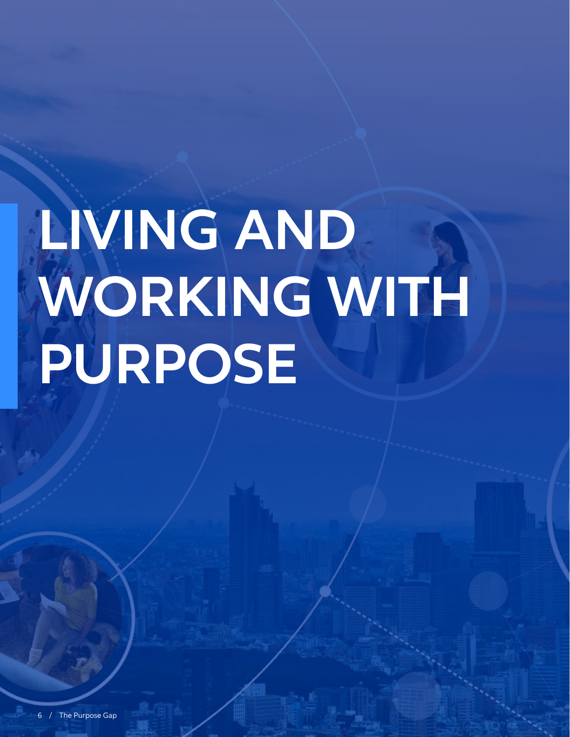# LIVING AND WORKING WITH PURPOSE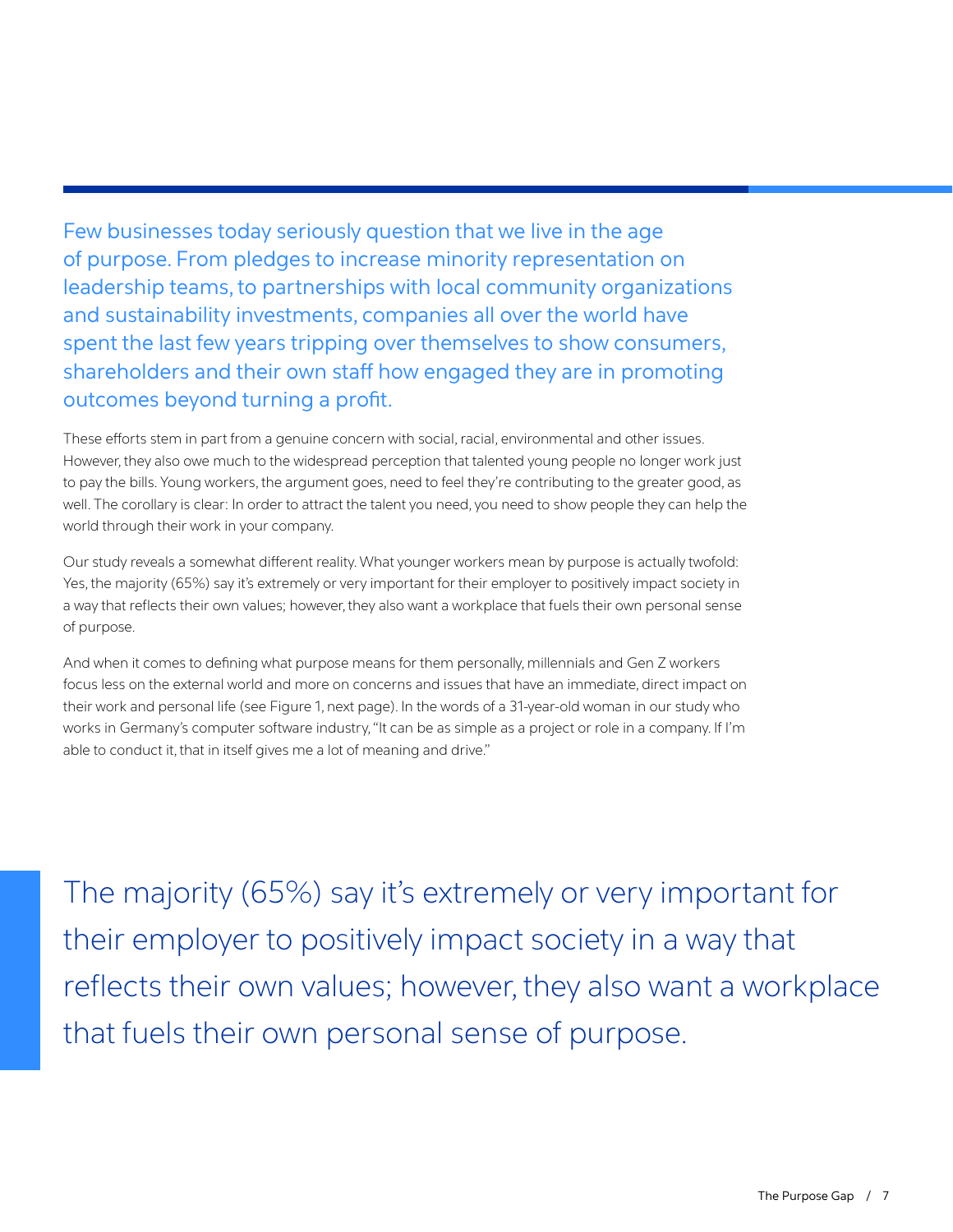Few businesses today seriously question that we live in the age of purpose. From pledges to increase minority representation on leadership teams, to partnerships with local community organizations and sustainability investments, companies all over the world have spent the last few years tripping over themselves to show consumers, shareholders and their own staff how engaged they are in promoting outcomes beyond turning a profit.

These efforts stem in part from a genuine concern with social, racial, environmental and other issues. However, they also owe much to the widespread perception that talented young people no longer work just to pay the bills. Young workers, the argument goes, need to feel they're contributing to the greater good, as well. The corollary is clear: In order to attract the talent you need, you need to show people they can help the world through their work in your company.

Our study reveals a somewhat different reality. What younger workers mean by purpose is actually twofold: Yes, the majority (65%) say it's extremely or very important for their employer to positively impact society in a way that reflects their own values; however, they also want a workplace that fuels their own personal sense of purpose.

And when it comes to defining what purpose means for them personally, millennials and Gen Z workers focus less on the external world and more on concerns and issues that have an immediate, direct impact on their work and personal life (see Figure 1, next page). In the words of a 31-year-old woman in our study who works in Germany's computer software industry, "It can be as simple as a project or role in a company. If I'm able to conduct it, that in itself gives me a lot of meaning and drive."

> The majority (65%) say it's extremely or very important for their employer to positively impact society in a way that reflects their own values; however, they also want a workplace that fuels their own personal sense of purpose.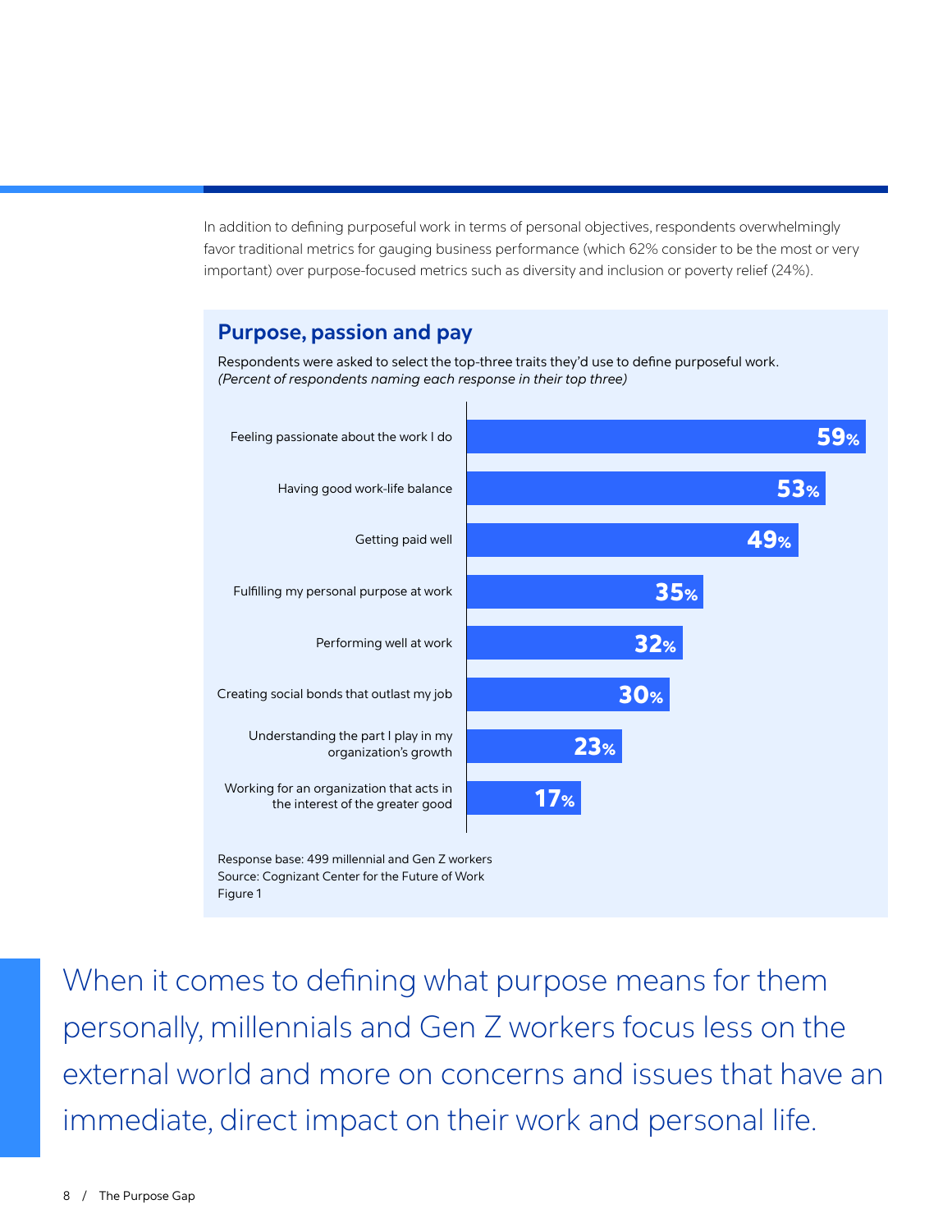In addition to defining purposeful work in terms of personal objectives, respondents overwhelmingly favor traditional metrics for gauging business performance (which 62% consider to be the most or very important) over purpose-focused metrics such as diversity and inclusion or poverty relief (24%).

## Purpose, passion and pay

Respondents were asked to select the top-three traits they'd use to define purposeful work.
*(Percent of respondents naming each response in their top three)*

| Trait | Percent |
|---|---|
| Feeling passionate about the work I do | 59% |
| Having good work-life balance | 53% |
| Getting paid well | 49% |
| Fulfilling my personal purpose at work | 35% |
| Performing well at work | 32% |
| Creating social bonds that outlast my job | 30% |
| Understanding the part I play in my organization's growth | 23% |
| Working for an organization that acts in the interest of the greater good | 17% |

Response base: 499 millennial and Gen Z workers
Source: Cognizant Center for the Future of Work
Figure 1

When it comes to defining what purpose means for them personally, millennials and Gen Z workers focus less on the external world and more on concerns and issues that have an immediate, direct impact on their work and personal life.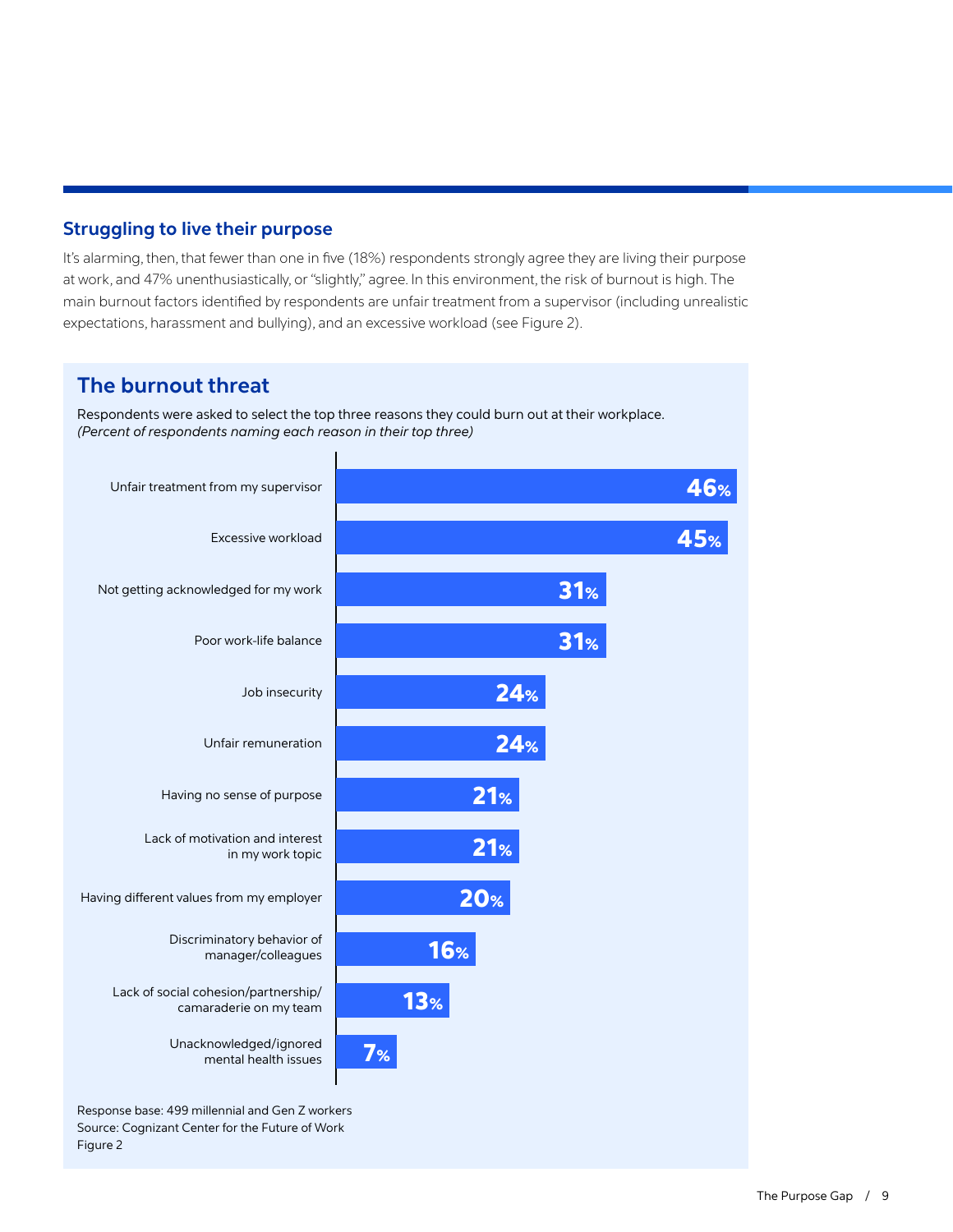## Struggling to live their purpose

It's alarming, then, that fewer than one in five (18%) respondents strongly agree they are living their purpose at work, and 47% unenthusiastically, or "slightly," agree. In this environment, the risk of burnout is high. The main burnout factors identified by respondents are unfair treatment from a supervisor (including unrealistic expectations, harassment and bullying), and an excessive workload (see Figure 2).

### The burnout threat

Respondents were asked to select the top three reasons they could burn out at their workplace.
*(Percent of respondents naming each reason in their top three)*

| Reason | Percent |
|---|---|
| Unfair treatment from my supervisor | 46% |
| Excessive workload | 45% |
| Not getting acknowledged for my work | 31% |
| Poor work-life balance | 31% |
| Job insecurity | 24% |
| Unfair remuneration | 24% |
| Having no sense of purpose | 21% |
| Lack of motivation and interest in my work topic | 21% |
| Having different values from my employer | 20% |
| Discriminatory behavior of manager/colleagues | 16% |
| Lack of social cohesion/partnership/camaraderie on my team | 13% |
| Unacknowledged/ignored mental health issues | 7% |

Response base: 499 millennial and Gen Z workers
Source: Cognizant Center for the Future of Work
Figure 2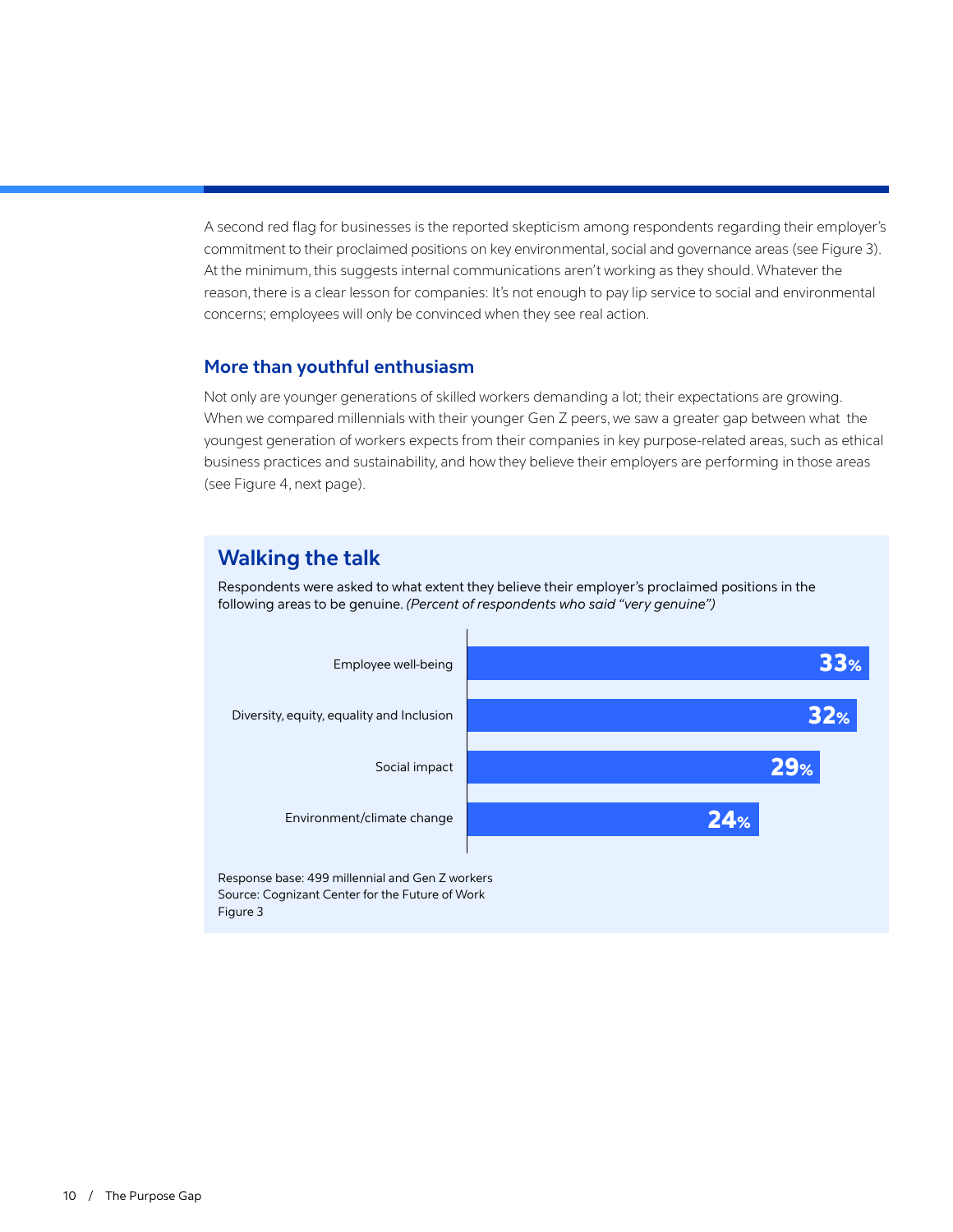A second red flag for businesses is the reported skepticism among respondents regarding their employer's commitment to their proclaimed positions on key environmental, social and governance areas (see Figure 3). At the minimum, this suggests internal communications aren't working as they should. Whatever the reason, there is a clear lesson for companies: It's not enough to pay lip service to social and environmental concerns; employees will only be convinced when they see real action.

## More than youthful enthusiasm

Not only are younger generations of skilled workers demanding a lot; their expectations are growing. When we compared millennials with their younger Gen Z peers, we saw a greater gap between what the youngest generation of workers expects from their companies in key purpose-related areas, such as ethical business practices and sustainability, and how they believe their employers are performing in those areas (see Figure 4, next page).

### Walking the talk

Respondents were asked to what extent they believe their employer's proclaimed positions in the following areas to be genuine. *(Percent of respondents who said "very genuine")*

| Area | Percent |
| --- | --- |
| Employee well-being | 33% |
| Diversity, equity, equality and Inclusion | 32% |
| Social impact | 29% |
| Environment/climate change | 24% |

Response base: 499 millennial and Gen Z workers
Source: Cognizant Center for the Future of Work
Figure 3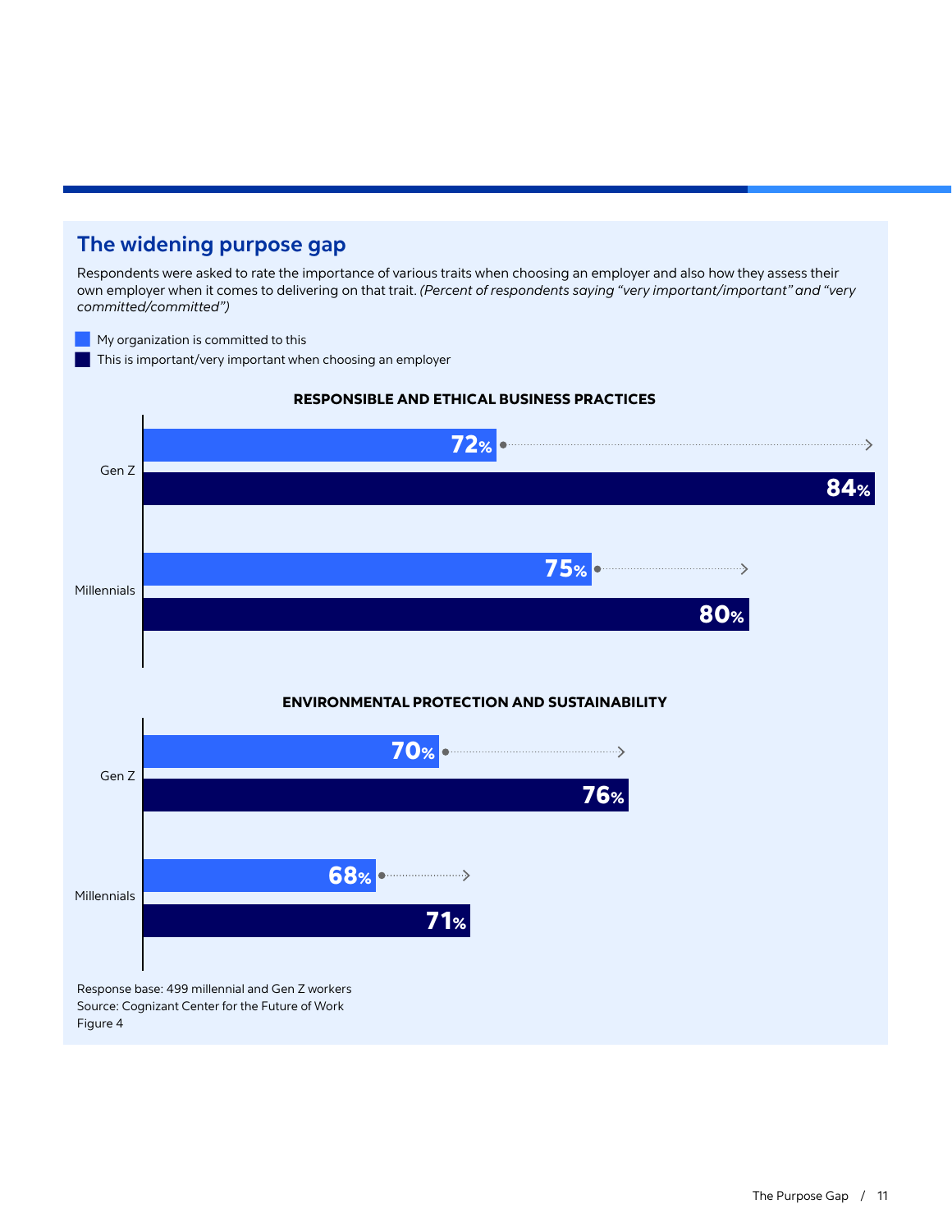## The widening purpose gap

Respondents were asked to rate the importance of various traits when choosing an employer and also how they assess their own employer when it comes to delivering on that trait. *(Percent of respondents saying "very important/important" and "very committed/committed")*

- My organization is committed to this
- This is important/very important when choosing an employer

**RESPONSIBLE AND ETHICAL BUSINESS PRACTICES**

| | My organization is committed to this | This is important/very important when choosing an employer |
|---|---|---|
| Gen Z | 72% | 84% |
| Millennials | 75% | 80% |

**ENVIRONMENTAL PROTECTION AND SUSTAINABILITY**

| | My organization is committed to this | This is important/very important when choosing an employer |
|---|---|---|
| Gen Z | 70% | 76% |
| Millennials | 68% | 71% |

Response base: 499 millennial and Gen Z workers
Source: Cognizant Center for the Future of Work
Figure 4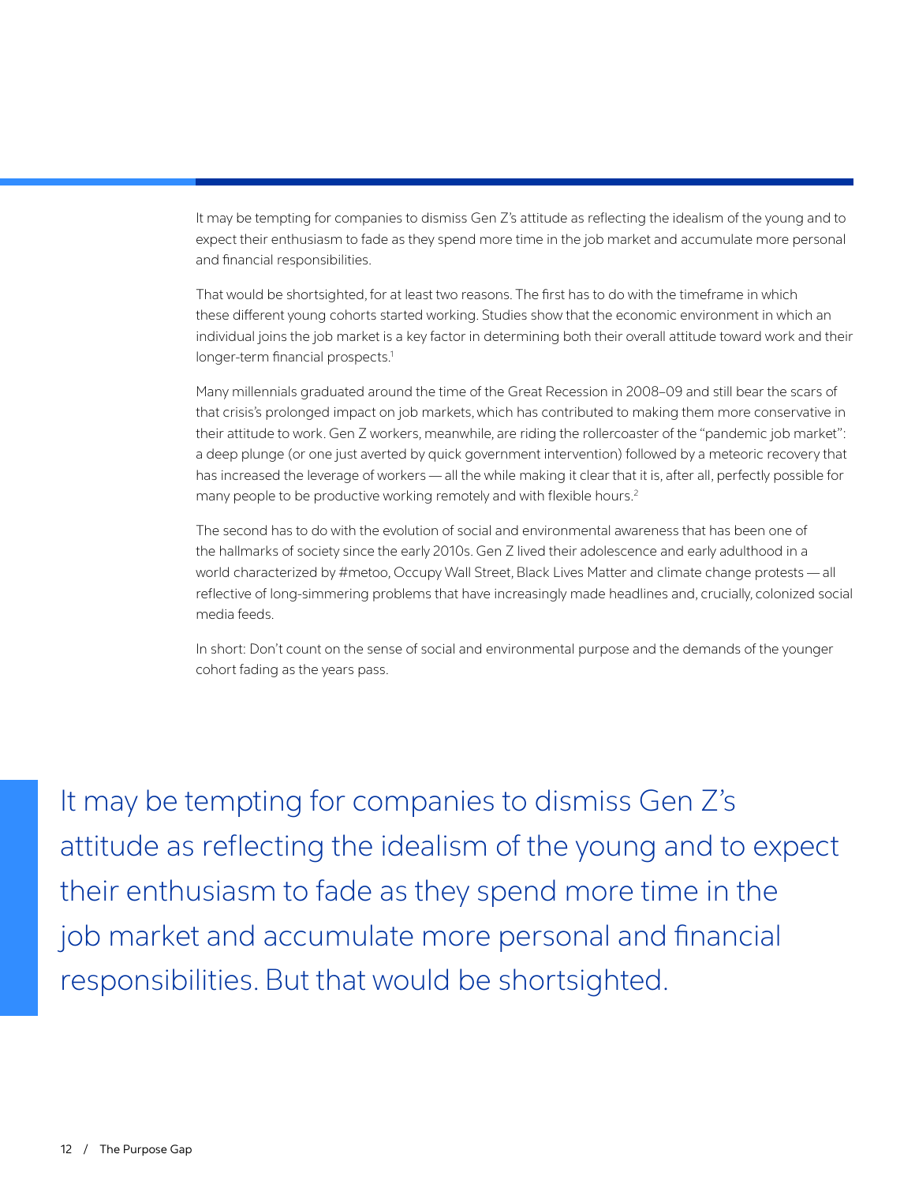It may be tempting for companies to dismiss Gen Z's attitude as reflecting the idealism of the young and to expect their enthusiasm to fade as they spend more time in the job market and accumulate more personal and financial responsibilities.

That would be shortsighted, for at least two reasons. The first has to do with the timeframe in which these different young cohorts started working. Studies show that the economic environment in which an individual joins the job market is a key factor in determining both their overall attitude toward work and their longer-term financial prospects.[1]

Many millennials graduated around the time of the Great Recession in 2008–09 and still bear the scars of that crisis's prolonged impact on job markets, which has contributed to making them more conservative in their attitude to work. Gen Z workers, meanwhile, are riding the rollercoaster of the "pandemic job market": a deep plunge (or one just averted by quick government intervention) followed by a meteoric recovery that has increased the leverage of workers — all the while making it clear that it is, after all, perfectly possible for many people to be productive working remotely and with flexible hours.[2]

The second has to do with the evolution of social and environmental awareness that has been one of the hallmarks of society since the early 2010s. Gen Z lived their adolescence and early adulthood in a world characterized by #metoo, Occupy Wall Street, Black Lives Matter and climate change protests — all reflective of long-simmering problems that have increasingly made headlines and, crucially, colonized social media feeds.

In short: Don't count on the sense of social and environmental purpose and the demands of the younger cohort fading as the years pass.

> It may be tempting for companies to dismiss Gen Z's attitude as reflecting the idealism of the young and to expect their enthusiasm to fade as they spend more time in the job market and accumulate more personal and financial responsibilities. But that would be shortsighted.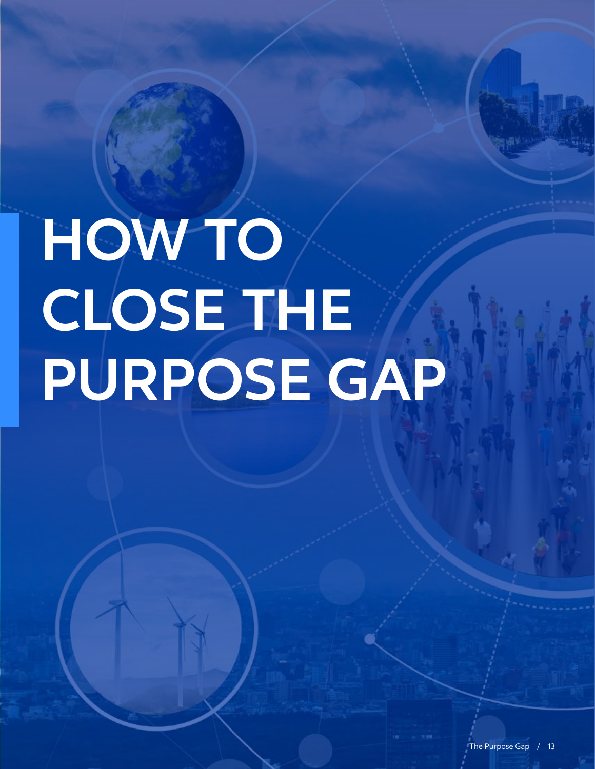# HOW TO CLOSE THE PURPOSE GAP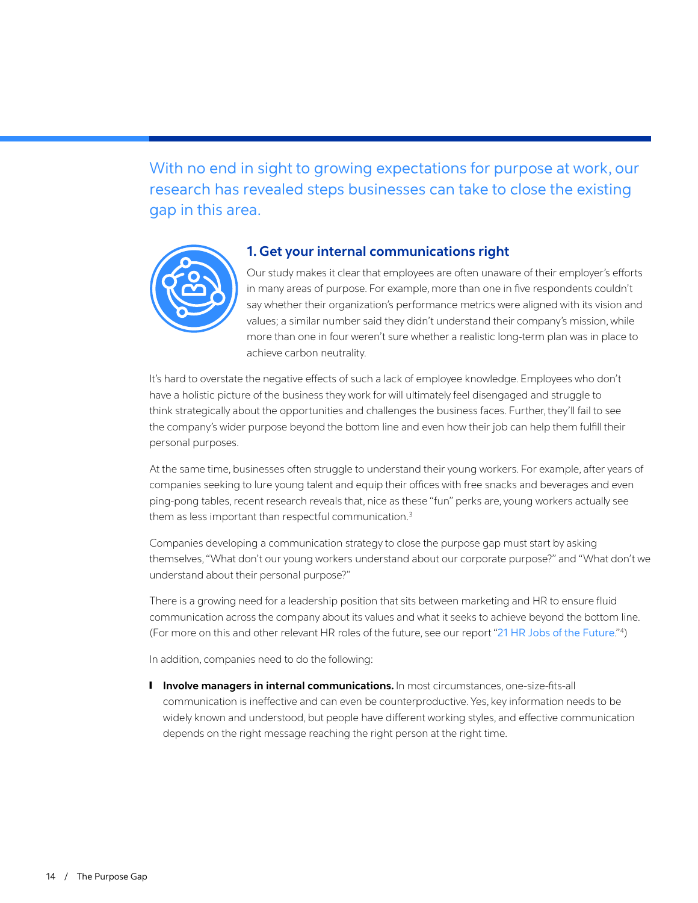With no end in sight to growing expectations for purpose at work, our research has revealed steps businesses can take to close the existing gap in this area.

## 1. Get your internal communications right

Our study makes it clear that employees are often unaware of their employer's efforts in many areas of purpose. For example, more than one in five respondents couldn't say whether their organization's performance metrics were aligned with its vision and values; a similar number said they didn't understand their company's mission, while more than one in four weren't sure whether a realistic long-term plan was in place to achieve carbon neutrality.

It's hard to overstate the negative effects of such a lack of employee knowledge. Employees who don't have a holistic picture of the business they work for will ultimately feel disengaged and struggle to think strategically about the opportunities and challenges the business faces. Further, they'll fail to see the company's wider purpose beyond the bottom line and even how their job can help them fulfill their personal purposes.

At the same time, businesses often struggle to understand their young workers. For example, after years of companies seeking to lure young talent and equip their offices with free snacks and beverages and even ping-pong tables, recent research reveals that, nice as these "fun" perks are, young workers actually see them as less important than respectful communication.[3]

Companies developing a communication strategy to close the purpose gap must start by asking themselves, "What don't our young workers understand about our corporate purpose?" and "What don't we understand about their personal purpose?"

There is a growing need for a leadership position that sits between marketing and HR to ensure fluid communication across the company about its values and what it seeks to achieve beyond the bottom line. (For more on this and other relevant HR roles of the future, see our report "21 HR Jobs of the Future."[4])

In addition, companies need to do the following:

- **Involve managers in internal communications.** In most circumstances, one-size-fits-all communication is ineffective and can even be counterproductive. Yes, key information needs to be widely known and understood, but people have different working styles, and effective communication depends on the right message reaching the right person at the right time.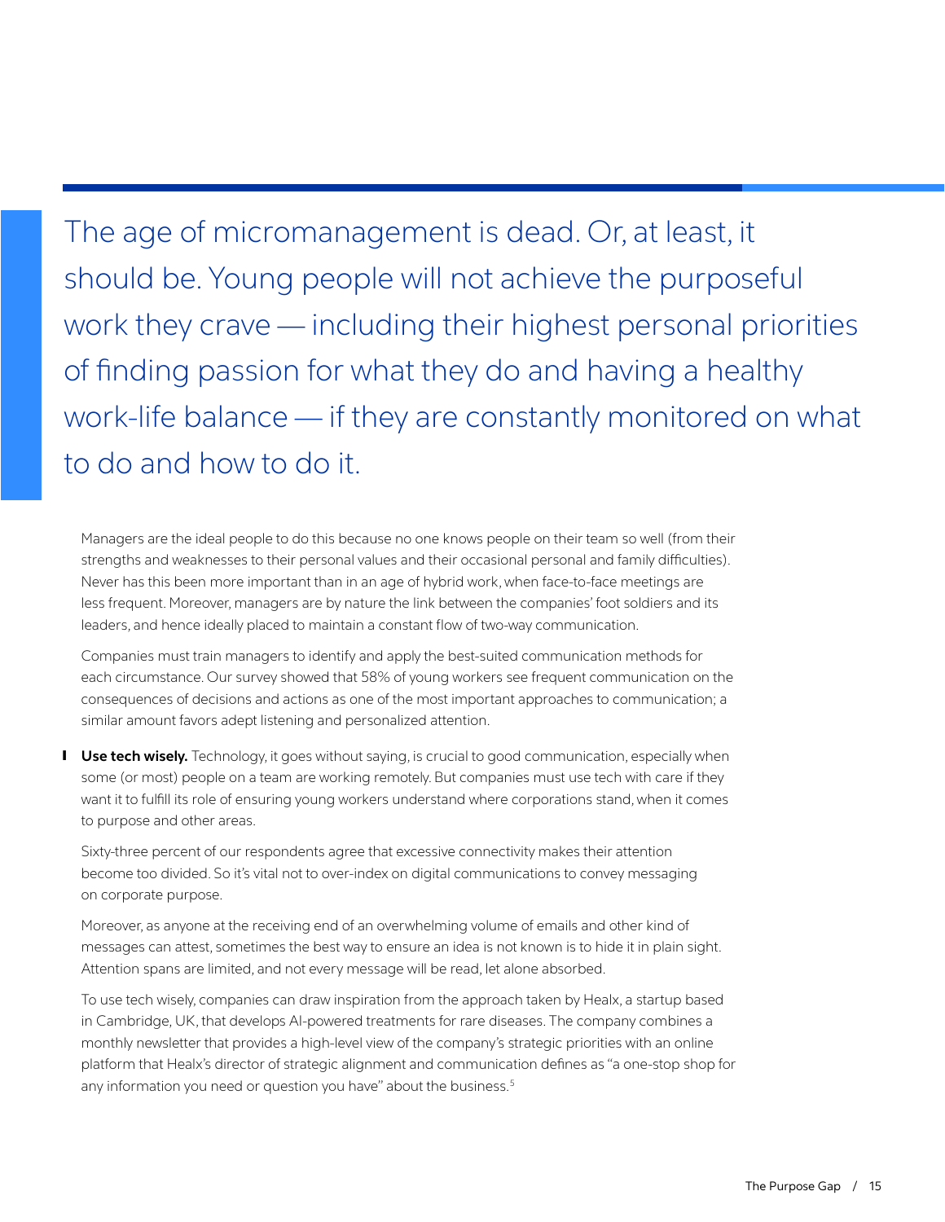> The age of micromanagement is dead. Or, at least, it should be. Young people will not achieve the purposeful work they crave — including their highest personal priorities of finding passion for what they do and having a healthy work-life balance — if they are constantly monitored on what to do and how to do it.

Managers are the ideal people to do this because no one knows people on their team so well (from their strengths and weaknesses to their personal values and their occasional personal and family difficulties). Never has this been more important than in an age of hybrid work, when face-to-face meetings are less frequent. Moreover, managers are by nature the link between the companies' foot soldiers and its leaders, and hence ideally placed to maintain a constant flow of two-way communication.

Companies must train managers to identify and apply the best-suited communication methods for each circumstance. Our survey showed that 58% of young workers see frequent communication on the consequences of decisions and actions as one of the most important approaches to communication; a similar amount favors adept listening and personalized attention.

- **Use tech wisely.** Technology, it goes without saying, is crucial to good communication, especially when some (or most) people on a team are working remotely. But companies must use tech with care if they want it to fulfill its role of ensuring young workers understand where corporations stand, when it comes to purpose and other areas.

  Sixty-three percent of our respondents agree that excessive connectivity makes their attention become too divided. So it's vital not to over-index on digital communications to convey messaging on corporate purpose.

  Moreover, as anyone at the receiving end of an overwhelming volume of emails and other kind of messages can attest, sometimes the best way to ensure an idea is not known is to hide it in plain sight. Attention spans are limited, and not every message will be read, let alone absorbed.

  To use tech wisely, companies can draw inspiration from the approach taken by Healx, a startup based in Cambridge, UK, that develops AI-powered treatments for rare diseases. The company combines a monthly newsletter that provides a high-level view of the company's strategic priorities with an online platform that Healx's director of strategic alignment and communication defines as "a one-stop shop for any information you need or question you have" about the business.[5]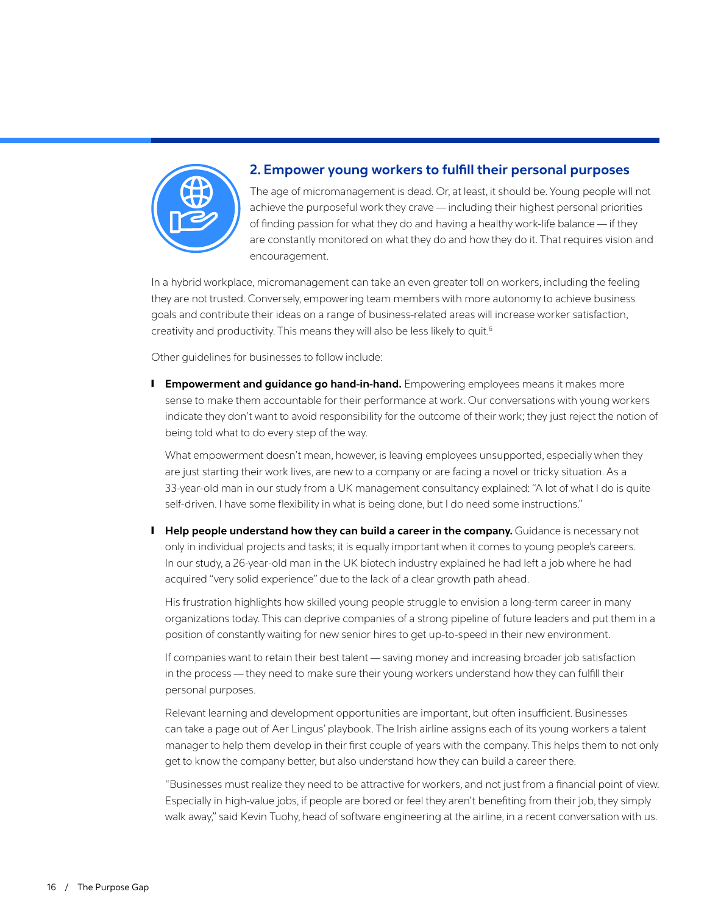## 2. Empower young workers to fulfill their personal purposes

The age of micromanagement is dead. Or, at least, it should be. Young people will not achieve the purposeful work they crave — including their highest personal priorities of finding passion for what they do and having a healthy work-life balance — if they are constantly monitored on what they do and how they do it. That requires vision and encouragement.

In a hybrid workplace, micromanagement can take an even greater toll on workers, including the feeling they are not trusted. Conversely, empowering team members with more autonomy to achieve business goals and contribute their ideas on a range of business-related areas will increase worker satisfaction, creativity and productivity. This means they will also be less likely to quit.[6]

Other guidelines for businesses to follow include:

- **Empowerment and guidance go hand-in-hand.** Empowering employees means it makes more sense to make them accountable for their performance at work. Our conversations with young workers indicate they don't want to avoid responsibility for the outcome of their work; they just reject the notion of being told what to do every step of the way.

  What empowerment doesn't mean, however, is leaving employees unsupported, especially when they are just starting their work lives, are new to a company or are facing a novel or tricky situation. As a 33-year-old man in our study from a UK management consultancy explained: "A lot of what I do is quite self-driven. I have some flexibility in what is being done, but I do need some instructions."

- **Help people understand how they can build a career in the company.** Guidance is necessary not only in individual projects and tasks; it is equally important when it comes to young people's careers. In our study, a 26-year-old man in the UK biotech industry explained he had left a job where he had acquired "very solid experience" due to the lack of a clear growth path ahead.

  His frustration highlights how skilled young people struggle to envision a long-term career in many organizations today. This can deprive companies of a strong pipeline of future leaders and put them in a position of constantly waiting for new senior hires to get up-to-speed in their new environment.

  If companies want to retain their best talent — saving money and increasing broader job satisfaction in the process — they need to make sure their young workers understand how they can fulfill their personal purposes.

  Relevant learning and development opportunities are important, but often insufficient. Businesses can take a page out of Aer Lingus' playbook. The Irish airline assigns each of its young workers a talent manager to help them develop in their first couple of years with the company. This helps them to not only get to know the company better, but also understand how they can build a career there.

  "Businesses must realize they need to be attractive for workers, and not just from a financial point of view. Especially in high-value jobs, if people are bored or feel they aren't benefiting from their job, they simply walk away," said Kevin Tuohy, head of software engineering at the airline, in a recent conversation with us.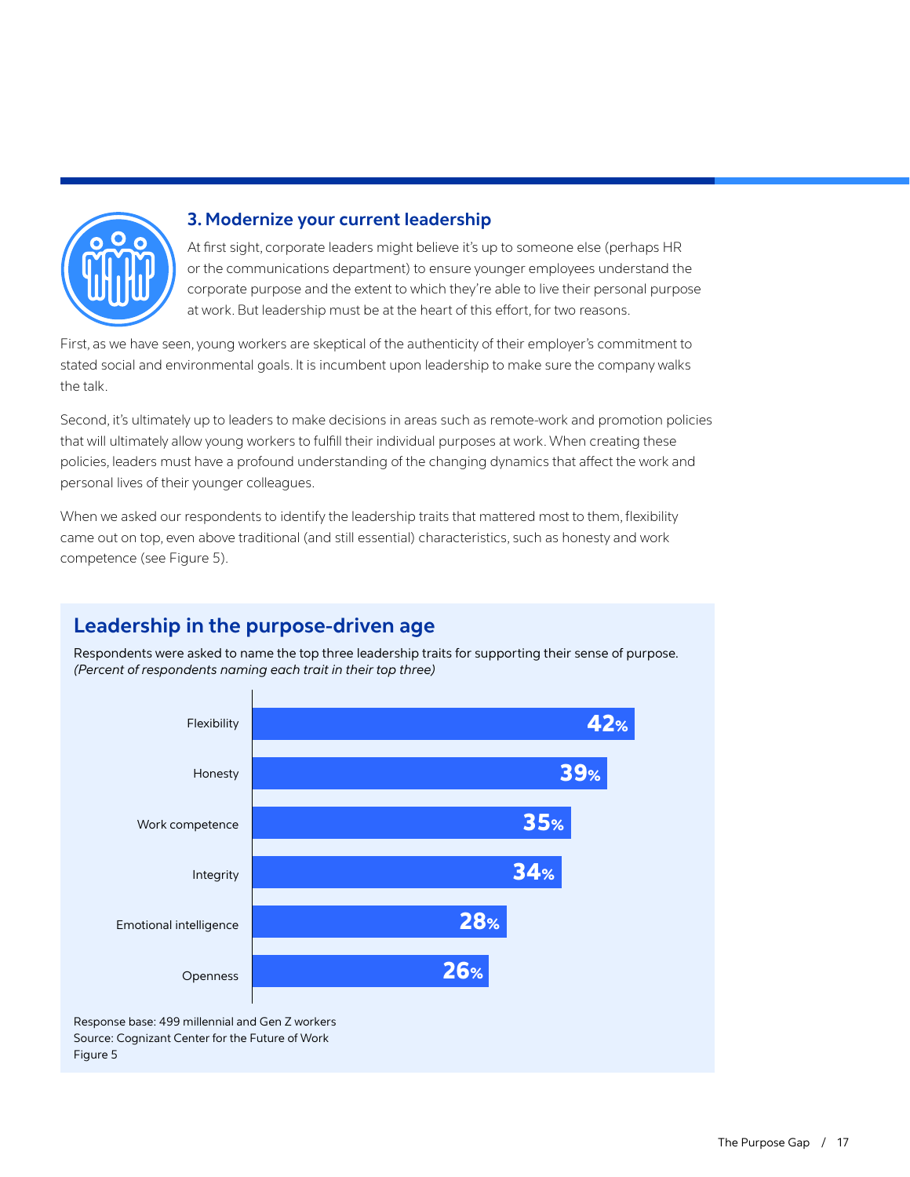## 3. Modernize your current leadership

At first sight, corporate leaders might believe it's up to someone else (perhaps HR or the communications department) to ensure younger employees understand the corporate purpose and the extent to which they're able to live their personal purpose at work. But leadership must be at the heart of this effort, for two reasons.

First, as we have seen, young workers are skeptical of the authenticity of their employer's commitment to stated social and environmental goals. It is incumbent upon leadership to make sure the company walks the talk.

Second, it's ultimately up to leaders to make decisions in areas such as remote-work and promotion policies that will ultimately allow young workers to fulfill their individual purposes at work. When creating these policies, leaders must have a profound understanding of the changing dynamics that affect the work and personal lives of their younger colleagues.

When we asked our respondents to identify the leadership traits that mattered most to them, flexibility came out on top, even above traditional (and still essential) characteristics, such as honesty and work competence (see Figure 5).

### Leadership in the purpose-driven age

Respondents were asked to name the top three leadership traits for supporting their sense of purpose.
*(Percent of respondents naming each trait in their top three)*

| Trait | Percent |
|---|---|
| Flexibility | 42% |
| Honesty | 39% |
| Work competence | 35% |
| Integrity | 34% |
| Emotional intelligence | 28% |
| Openness | 26% |

Response base: 499 millennial and Gen Z workers
Source: Cognizant Center for the Future of Work
Figure 5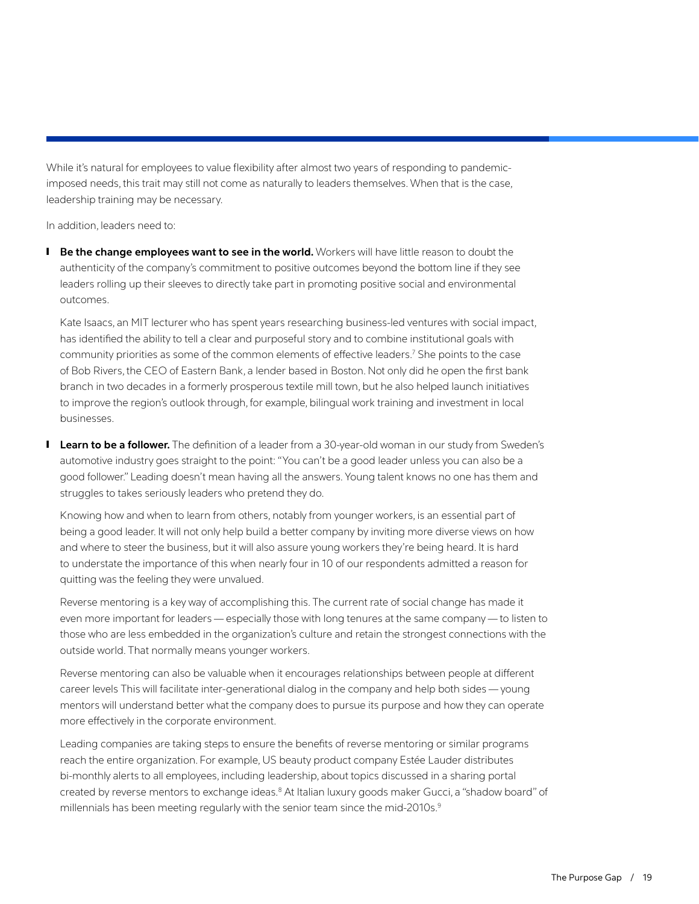While it's natural for employees to value flexibility after almost two years of responding to pandemic-imposed needs, this trait may still not come as naturally to leaders themselves. When that is the case, leadership training may be necessary.

In addition, leaders need to:

- **Be the change employees want to see in the world.** Workers will have little reason to doubt the authenticity of the company's commitment to positive outcomes beyond the bottom line if they see leaders rolling up their sleeves to directly take part in promoting positive social and environmental outcomes.

  Kate Isaacs, an MIT lecturer who has spent years researching business-led ventures with social impact, has identified the ability to tell a clear and purposeful story and to combine institutional goals with community priorities as some of the common elements of effective leaders.[7] She points to the case of Bob Rivers, the CEO of Eastern Bank, a lender based in Boston. Not only did he open the first bank branch in two decades in a formerly prosperous textile mill town, but he also helped launch initiatives to improve the region's outlook through, for example, bilingual work training and investment in local businesses.

- **Learn to be a follower.** The definition of a leader from a 30-year-old woman in our study from Sweden's automotive industry goes straight to the point: "You can't be a good leader unless you can also be a good follower." Leading doesn't mean having all the answers. Young talent knows no one has them and struggles to takes seriously leaders who pretend they do.

  Knowing how and when to learn from others, notably from younger workers, is an essential part of being a good leader. It will not only help build a better company by inviting more diverse views on how and where to steer the business, but it will also assure young workers they're being heard. It is hard to understate the importance of this when nearly four in 10 of our respondents admitted a reason for quitting was the feeling they were unvalued.

  Reverse mentoring is a key way of accomplishing this. The current rate of social change has made it even more important for leaders — especially those with long tenures at the same company — to listen to those who are less embedded in the organization's culture and retain the strongest connections with the outside world. That normally means younger workers.

  Reverse mentoring can also be valuable when it encourages relationships between people at different career levels This will facilitate inter-generational dialog in the company and help both sides — young mentors will understand better what the company does to pursue its purpose and how they can operate more effectively in the corporate environment.

  Leading companies are taking steps to ensure the benefits of reverse mentoring or similar programs reach the entire organization. For example, US beauty product company Estée Lauder distributes bi-monthly alerts to all employees, including leadership, about topics discussed in a sharing portal created by reverse mentors to exchange ideas.[8] At Italian luxury goods maker Gucci, a "shadow board" of millennials has been meeting regularly with the senior team since the mid-2010s.[9]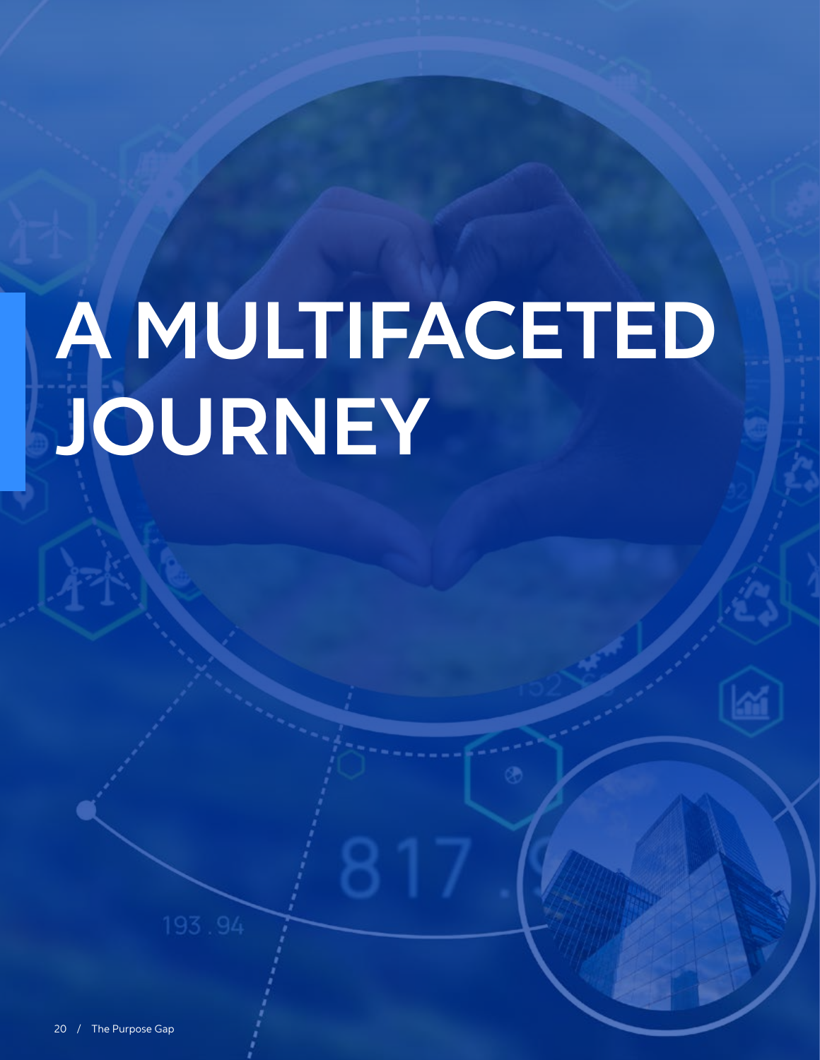# A MULTIFACETED JOURNEY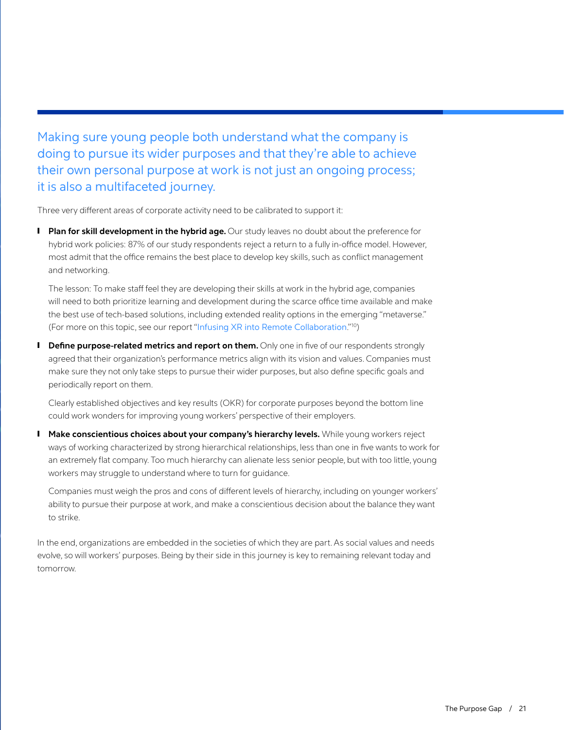## Making sure young people both understand what the company is doing to pursue its wider purposes and that they're able to achieve their own personal purpose at work is not just an ongoing process; it is also a multifaceted journey.

Three very different areas of corporate activity need to be calibrated to support it:

- **Plan for skill development in the hybrid age.** Our study leaves no doubt about the preference for hybrid work policies: 87% of our study respondents reject a return to a fully in-office model. However, most admit that the office remains the best place to develop key skills, such as conflict management and networking.

  The lesson: To make staff feel they are developing their skills at work in the hybrid age, companies will need to both prioritize learning and development during the scarce office time available and make the best use of tech-based solutions, including extended reality options in the emerging "metaverse." (For more on this topic, see our report "Infusing XR into Remote Collaboration."[10])

- **Define purpose-related metrics and report on them.** Only one in five of our respondents strongly agreed that their organization's performance metrics align with its vision and values. Companies must make sure they not only take steps to pursue their wider purposes, but also define specific goals and periodically report on them.

  Clearly established objectives and key results (OKR) for corporate purposes beyond the bottom line could work wonders for improving young workers' perspective of their employers.

- **Make conscientious choices about your company's hierarchy levels.** While young workers reject ways of working characterized by strong hierarchical relationships, less than one in five wants to work for an extremely flat company. Too much hierarchy can alienate less senior people, but with too little, young workers may struggle to understand where to turn for guidance.

  Companies must weigh the pros and cons of different levels of hierarchy, including on younger workers' ability to pursue their purpose at work, and make a conscientious decision about the balance they want to strike.

In the end, organizations are embedded in the societies of which they are part. As social values and needs evolve, so will workers' purposes. Being by their side in this journey is key to remaining relevant today and tomorrow.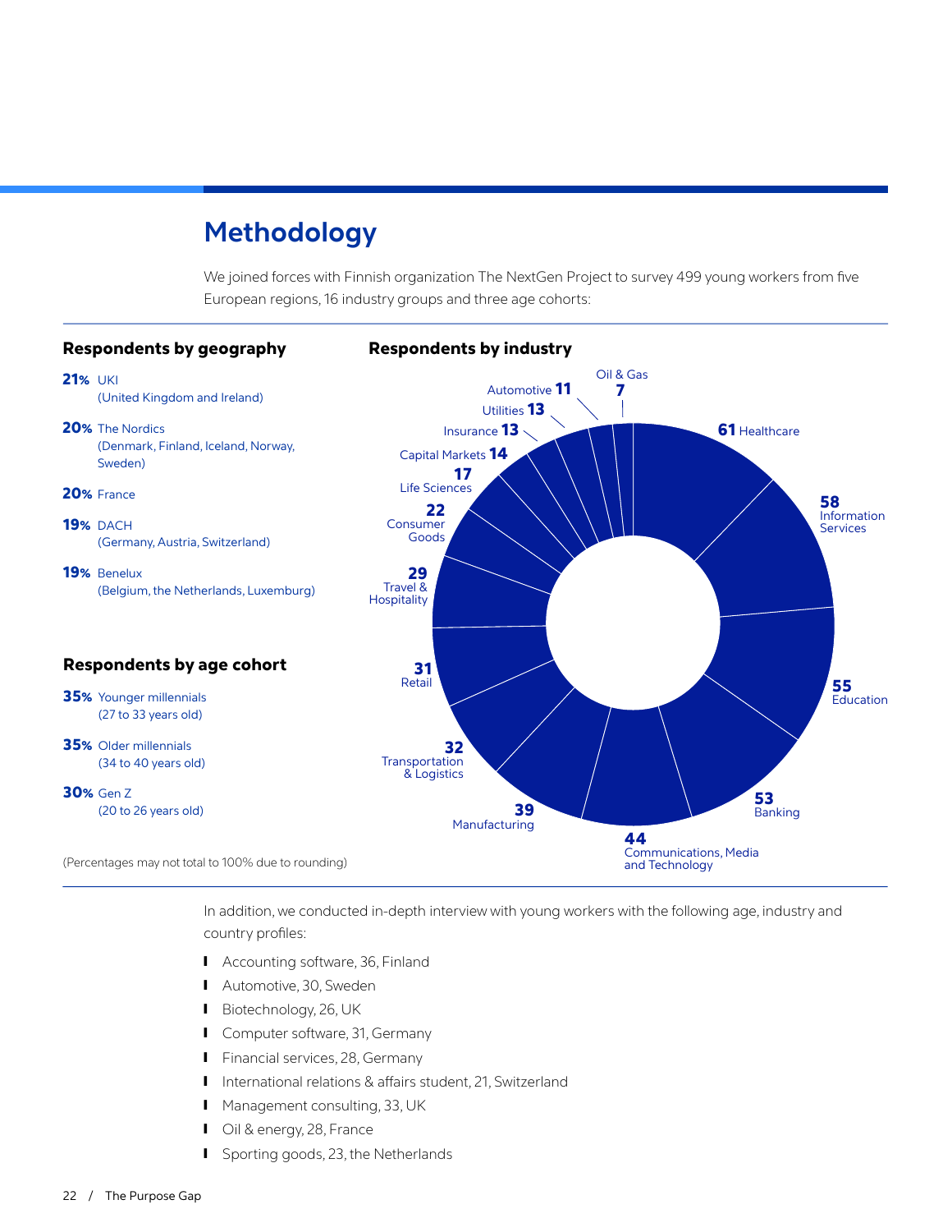# Methodology

We joined forces with Finnish organization The NextGen Project to survey 499 young workers from five European regions, 16 industry groups and three age cohorts:

## Respondents by geography

**21%** UKI
(United Kingdom and Ireland)

**20%** The Nordics
(Denmark, Finland, Iceland, Norway, Sweden)

**20%** France

**19%** DACH
(Germany, Austria, Switzerland)

**19%** Benelux
(Belgium, the Netherlands, Luxemburg)

## Respondents by age cohort

**35%** Younger millennials
(27 to 33 years old)

**35%** Older millennials
(34 to 40 years old)

**30%** Gen Z
(20 to 26 years old)

(Percentages may not total to 100% due to rounding)

## Respondents by industry

| Industry | Respondents |
|---|---|
| Healthcare | 61 |
| Information Services | 58 |
| Education | 55 |
| Banking | 53 |
| Communications, Media and Technology | 44 |
| Manufacturing | 39 |
| Transportation & Logistics | 32 |
| Retail | 31 |
| Travel & Hospitality | 29 |
| Consumer Goods | 22 |
| Life Sciences | 17 |
| Capital Markets | 14 |
| Insurance | 13 |
| Utilities | 13 |
| Automotive | 11 |
| Oil & Gas | 7 |

In addition, we conducted in-depth interview with young workers with the following age, industry and country profiles:

- Accounting software, 36, Finland
- Automotive, 30, Sweden
- Biotechnology, 26, UK
- Computer software, 31, Germany
- Financial services, 28, Germany
- International relations & affairs student, 21, Switzerland
- Management consulting, 33, UK
- Oil & energy, 28, France
- Sporting goods, 23, the Netherlands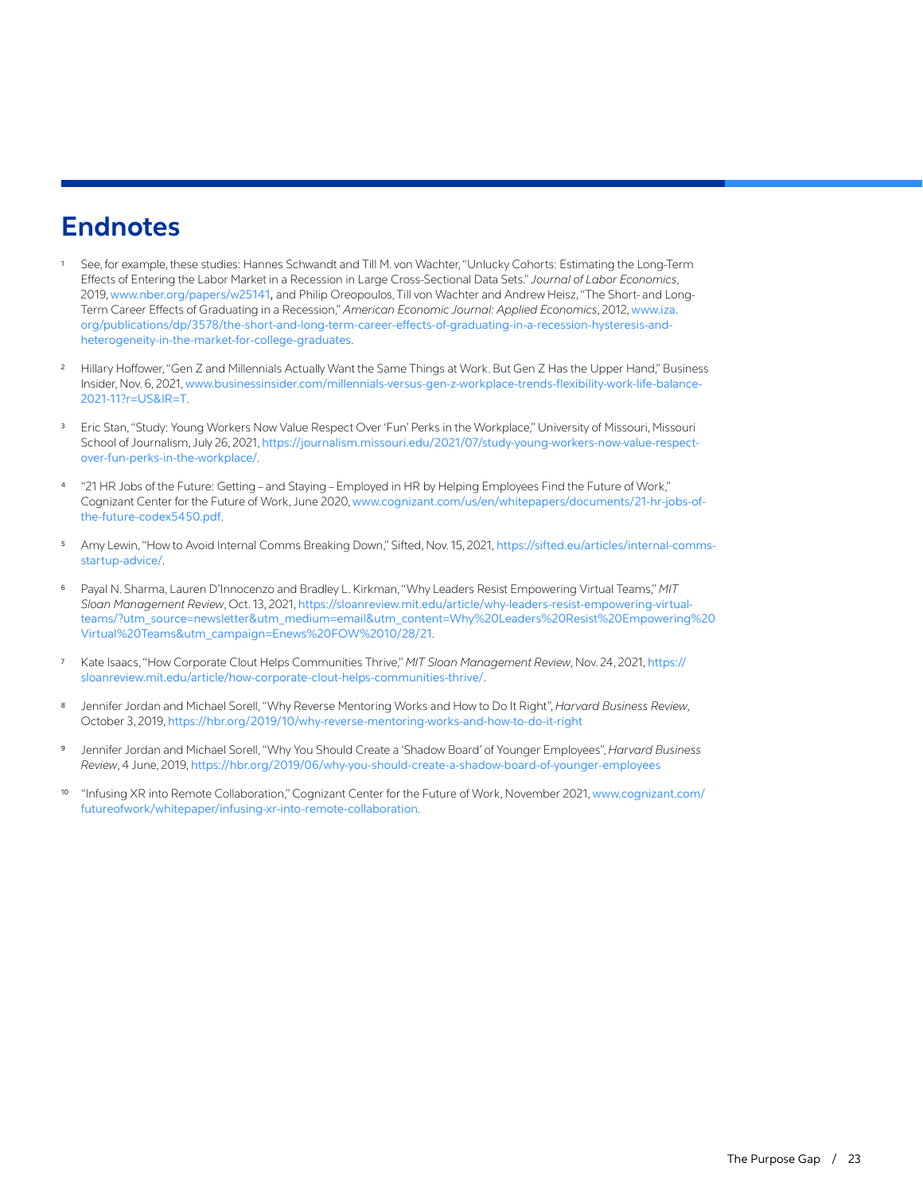# Endnotes

1. See, for example, these studies: Hannes Schwandt and Till M. von Wachter, "Unlucky Cohorts: Estimating the Long-Term Effects of Entering the Labor Market in a Recession in Large Cross-Sectional Data Sets." *Journal of Labor Economics*, 2019, www.nber.org/papers/w25141, and Philip Oreopoulos, Till von Wachter and Andrew Heisz, "The Short- and Long-Term Career Effects of Graduating in a Recession," *American Economic Journal: Applied Economics*, 2012, www.iza.org/publications/dp/3578/the-short-and-long-term-career-effects-of-graduating-in-a-recession-hysteresis-and-heterogeneity-in-the-market-for-college-graduates.

2. Hillary Hoffower, "Gen Z and Millennials Actually Want the Same Things at Work. But Gen Z Has the Upper Hand," Business Insider, Nov. 6, 2021, www.businessinsider.com/millennials-versus-gen-z-workplace-trends-flexibility-work-life-balance-2021-11?r=US&IR=T.

3. Eric Stan, "Study: Young Workers Now Value Respect Over 'Fun' Perks in the Workplace," University of Missouri, Missouri School of Journalism, July 26, 2021, https://journalism.missouri.edu/2021/07/study-young-workers-now-value-respect-over-fun-perks-in-the-workplace/.

4. "21 HR Jobs of the Future: Getting – and Staying – Employed in HR by Helping Employees Find the Future of Work," Cognizant Center for the Future of Work, June 2020, www.cognizant.com/us/en/whitepapers/documents/21-hr-jobs-of-the-future-codex5450.pdf.

5. Amy Lewin, "How to Avoid Internal Comms Breaking Down," Sifted, Nov. 15, 2021, https://sifted.eu/articles/internal-comms-startup-advice/.

6. Payal N. Sharma, Lauren D'Innocenzo and Bradley L. Kirkman, "Why Leaders Resist Empowering Virtual Teams," *MIT Sloan Management Review*, Oct. 13, 2021, https://sloanreview.mit.edu/article/why-leaders-resist-empowering-virtual-teams/?utm_source=newsletter&utm_medium=email&utm_content=Why%20Leaders%20Resist%20Empowering%20Virtual%20Teams&utm_campaign=Enews%20FOW%2010/28/21.

7. Kate Isaacs, "How Corporate Clout Helps Communities Thrive," *MIT Sloan Management Review*, Nov. 24, 2021, https://sloanreview.mit.edu/article/how-corporate-clout-helps-communities-thrive/.

8. Jennifer Jordan and Michael Sorell, "Why Reverse Mentoring Works and How to Do It Right", *Harvard Business Review*, October 3, 2019, https://hbr.org/2019/10/why-reverse-mentoring-works-and-how-to-do-it-right

9. Jennifer Jordan and Michael Sorell, "Why You Should Create a 'Shadow Board' of Younger Employees", *Harvard Business Review*, 4 June, 2019, https://hbr.org/2019/06/why-you-should-create-a-shadow-board-of-younger-employees

10. "Infusing XR into Remote Collaboration," Cognizant Center for the Future of Work, November 2021, www.cognizant.com/futureofwork/whitepaper/infusing-xr-into-remote-collaboration.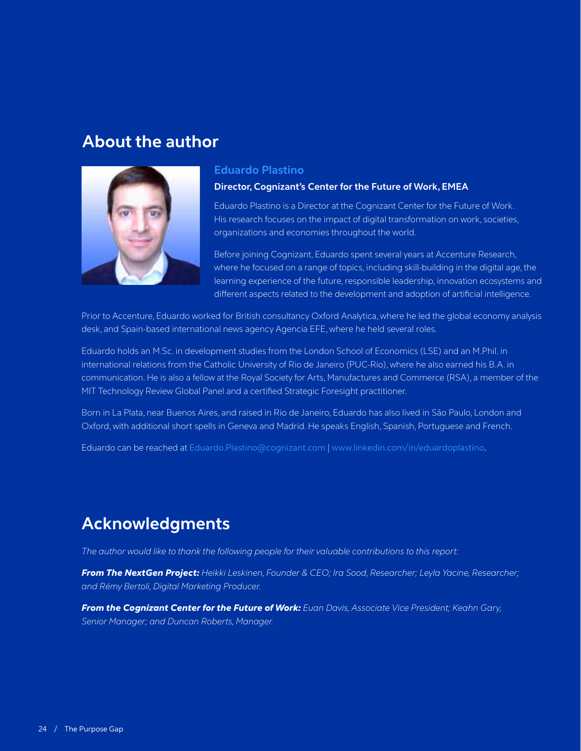## About the author

### Eduardo Plastino

**Director, Cognizant's Center for the Future of Work, EMEA**

Eduardo Plastino is a Director at the Cognizant Center for the Future of Work. His research focuses on the impact of digital transformation on work, societies, organizations and economies throughout the world.

Before joining Cognizant, Eduardo spent several years at Accenture Research, where he focused on a range of topics, including skill-building in the digital age, the learning experience of the future, responsible leadership, innovation ecosystems and different aspects related to the development and adoption of artificial intelligence.

Prior to Accenture, Eduardo worked for British consultancy Oxford Analytica, where he led the global economy analysis desk, and Spain-based international news agency Agencia EFE, where he held several roles.

Eduardo holds an M.Sc. in development studies from the London School of Economics (LSE) and an M.Phil. in international relations from the Catholic University of Rio de Janeiro (PUC-Rio), where he also earned his B.A. in communication. He is also a fellow at the Royal Society for Arts, Manufactures and Commerce (RSA), a member of the MIT Technology Review Global Panel and a certified Strategic Foresight practitioner.

Born in La Plata, near Buenos Aires, and raised in Rio de Janeiro, Eduardo has also lived in São Paulo, London and Oxford, with additional short spells in Geneva and Madrid. He speaks English, Spanish, Portuguese and French.

Eduardo can be reached at Eduardo.Plastino@cognizant.com | www.linkedin.com/in/eduardoplastino.

## Acknowledgments

*The author would like to thank the following people for their valuable contributions to this report:*

***From The NextGen Project:*** *Heikki Leskinen, Founder & CEO; Ira Sood, Researcher; Leyla Yacine, Researcher; and Rémy Bertoli, Digital Marketing Producer.*

***From the Cognizant Center for the Future of Work:*** *Euan Davis, Associate Vice President; Keahn Gary, Senior Manager; and Duncan Roberts, Manager.*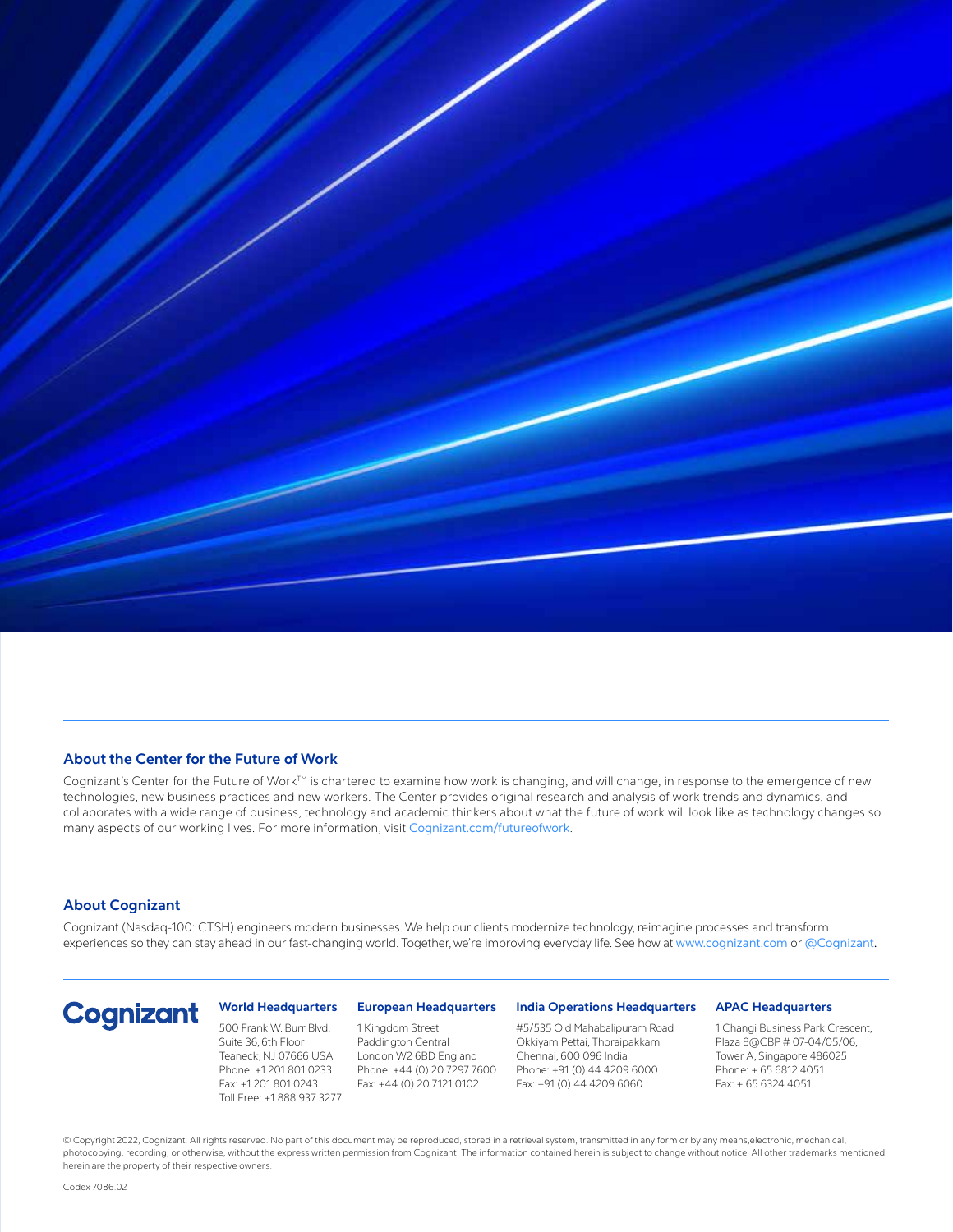## About the Center for the Future of Work

Cognizant's Center for the Future of Work™ is chartered to examine how work is changing, and will change, in response to the emergence of new technologies, new business practices and new workers. The Center provides original research and analysis of work trends and dynamics, and collaborates with a wide range of business, technology and academic thinkers about what the future of work will look like as technology changes so many aspects of our working lives. For more information, visit Cognizant.com/futureofwork.

## About Cognizant

Cognizant (Nasdaq-100: CTSH) engineers modern businesses. We help our clients modernize technology, reimagine processes and transform experiences so they can stay ahead in our fast-changing world. Together, we're improving everyday life. See how at www.cognizant.com or @Cognizant.

**Cognizant**

**World Headquarters**
500 Frank W. Burr Blvd.
Suite 36, 6th Floor
Teaneck, NJ 07666 USA
Phone: +1 201 801 0233
Fax: +1 201 801 0243
Toll Free: +1 888 937 3277

**European Headquarters**
1 Kingdom Street
Paddington Central
London W2 6BD England
Phone: +44 (0) 20 7297 7600
Fax: +44 (0) 20 7121 0102

**India Operations Headquarters**
#5/535 Old Mahabalipuram Road
Okkiyam Pettai, Thoraipakkam
Chennai, 600 096 India
Phone: +91 (0) 44 4209 6000
Fax: +91 (0) 44 4209 6060

**APAC Headquarters**
1 Changi Business Park Crescent,
Plaza 8@CBP # 07-04/05/06,
Tower A, Singapore 486025
Phone: + 65 6812 4051
Fax: + 65 6324 4051

© Copyright 2022, Cognizant. All rights reserved. No part of this document may be reproduced, stored in a retrieval system, transmitted in any form or by any means,electronic, mechanical, photocopying, recording, or otherwise, without the express written permission from Cognizant. The information contained herein is subject to change without notice. All other trademarks mentioned herein are the property of their respective owners.

Codex 7086.02